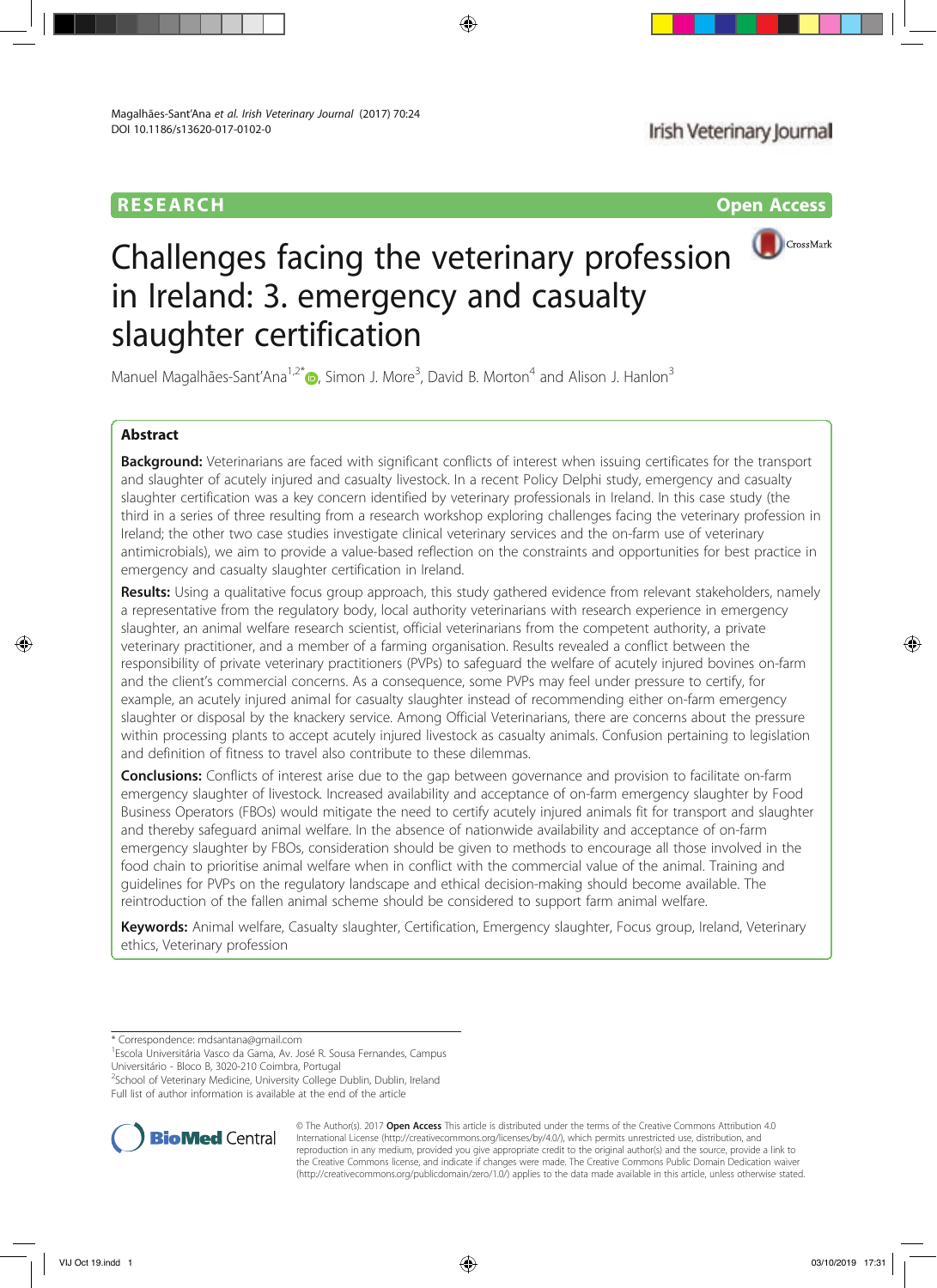RESEARCH

Open Access

# Challenges facing the veterinary profession in Ireland: 3. emergency and casualty slaughter certification

Manuel Magalhães-Sant'Ana[1,2*], Simon J. More[3], David B. Morton[4] and Alison J. Hanlon[3]

## Abstract

**Background:** Veterinarians are faced with significant conflicts of interest when issuing certificates for the transport and slaughter of acutely injured and casualty livestock. In a recent Policy Delphi study, emergency and casualty slaughter certification was a key concern identified by veterinary professionals in Ireland. In this case study (the third in a series of three resulting from a research workshop exploring challenges facing the veterinary profession in Ireland; the other two case studies investigate clinical veterinary services and the on-farm use of veterinary antimicrobials), we aim to provide a value-based reflection on the constraints and opportunities for best practice in emergency and casualty slaughter certification in Ireland.

**Results:** Using a qualitative focus group approach, this study gathered evidence from relevant stakeholders, namely a representative from the regulatory body, local authority veterinarians with research experience in emergency slaughter, an animal welfare research scientist, official veterinarians from the competent authority, a private veterinary practitioner, and a member of a farming organisation. Results revealed a conflict between the responsibility of private veterinary practitioners (PVPs) to safeguard the welfare of acutely injured bovines on-farm and the client's commercial concerns. As a consequence, some PVPs may feel under pressure to certify, for example, an acutely injured animal for casualty slaughter instead of recommending either on-farm emergency slaughter or disposal by the knackery service. Among Official Veterinarians, there are concerns about the pressure within processing plants to accept acutely injured livestock as casualty animals. Confusion pertaining to legislation and definition of fitness to travel also contribute to these dilemmas.

**Conclusions:** Conflicts of interest arise due to the gap between governance and provision to facilitate on-farm emergency slaughter of livestock. Increased availability and acceptance of on-farm emergency slaughter by Food Business Operators (FBOs) would mitigate the need to certify acutely injured animals fit for transport and slaughter and thereby safeguard animal welfare. In the absence of nationwide availability and acceptance of on-farm emergency slaughter by FBOs, consideration should be given to methods to encourage all those involved in the food chain to prioritise animal welfare when in conflict with the commercial value of the animal. Training and guidelines for PVPs on the regulatory landscape and ethical decision-making should become available. The reintroduction of the fallen animal scheme should be considered to support farm animal welfare.

**Keywords:** Animal welfare, Casualty slaughter, Certification, Emergency slaughter, Focus group, Ireland, Veterinary ethics, Veterinary profession

* Correspondence: mdsantana@gmail.com

[1]Escola Universitária Vasco da Gama, Av. José R. Sousa Fernandes, Campus Universitário - Bloco B, 3020-210 Coimbra, Portugal

[2]School of Veterinary Medicine, University College Dublin, Dublin, Ireland

Full list of author information is available at the end of the article

© The Author(s). 2017 **Open Access** This article is distributed under the terms of the Creative Commons Attribution 4.0 International License (http://creativecommons.org/licenses/by/4.0/), which permits unrestricted use, distribution, and reproduction in any medium, provided you give appropriate credit to the original author(s) and the source, provide a link to the Creative Commons license, and indicate if changes were made. The Creative Commons Public Domain Dedication waiver (http://creativecommons.org/publicdomain/zero/1.0/) applies to the data made available in this article, unless otherwise stated.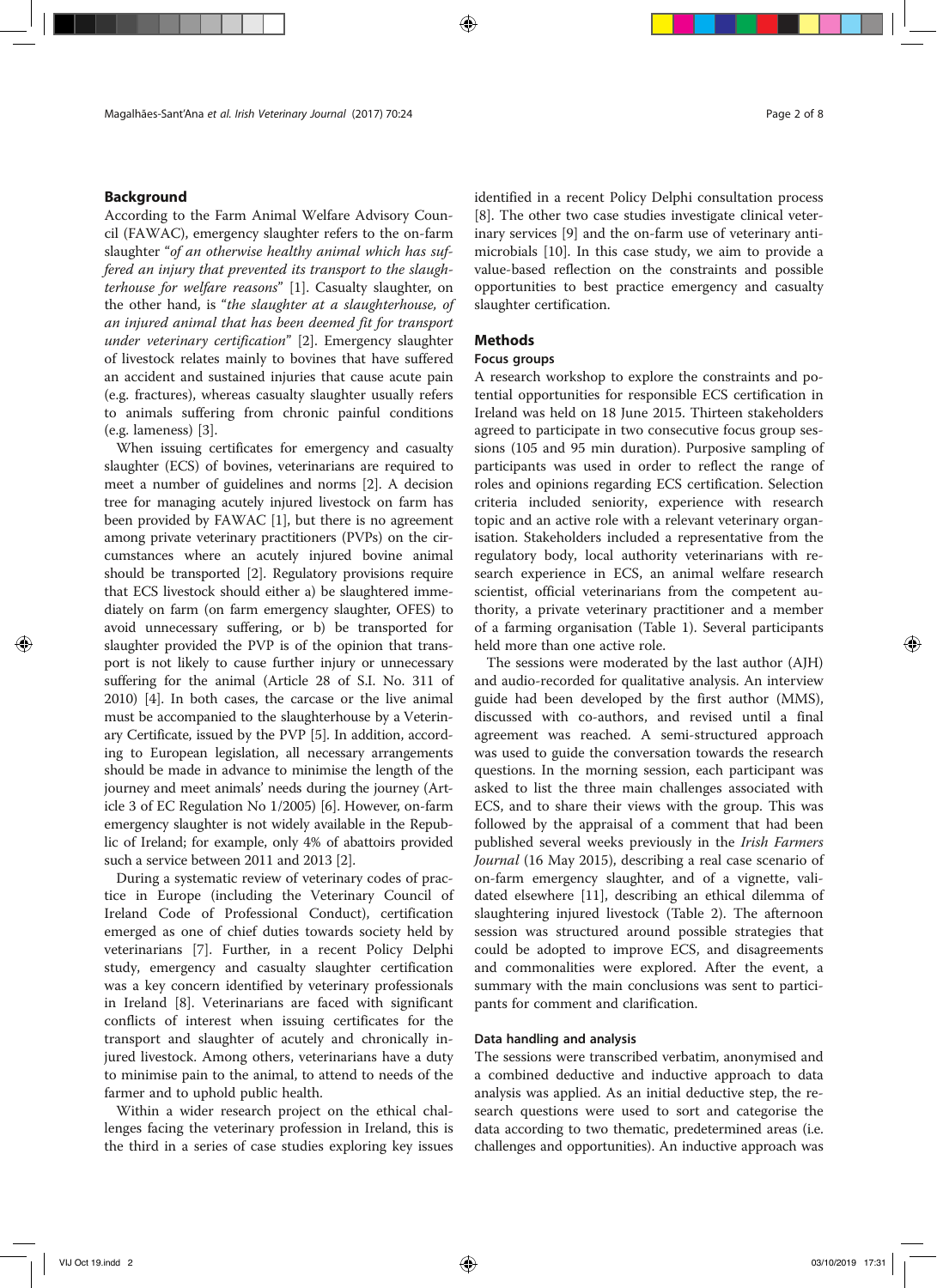## Background

According to the Farm Animal Welfare Advisory Council (FAWAC), emergency slaughter refers to the on-farm slaughter "*of an otherwise healthy animal which has suffered an injury that prevented its transport to the slaughterhouse for welfare reasons*" [1]. Casualty slaughter, on the other hand, is "*the slaughter at a slaughterhouse, of an injured animal that has been deemed fit for transport under veterinary certification*" [2]. Emergency slaughter of livestock relates mainly to bovines that have suffered an accident and sustained injuries that cause acute pain (e.g. fractures), whereas casualty slaughter usually refers to animals suffering from chronic painful conditions (e.g. lameness) [3].

When issuing certificates for emergency and casualty slaughter (ECS) of bovines, veterinarians are required to meet a number of guidelines and norms [2]. A decision tree for managing acutely injured livestock on farm has been provided by FAWAC [1], but there is no agreement among private veterinary practitioners (PVPs) on the circumstances where an acutely injured bovine animal should be transported [2]. Regulatory provisions require that ECS livestock should either a) be slaughtered immediately on farm (on farm emergency slaughter, OFES) to avoid unnecessary suffering, or b) be transported for slaughter provided the PVP is of the opinion that transport is not likely to cause further injury or unnecessary suffering for the animal (Article 28 of S.I. No. 311 of 2010) [4]. In both cases, the carcase or the live animal must be accompanied to the slaughterhouse by a Veterinary Certificate, issued by the PVP [5]. In addition, according to European legislation, all necessary arrangements should be made in advance to minimise the length of the journey and meet animals' needs during the journey (Article 3 of EC Regulation No 1/2005) [6]. However, on-farm emergency slaughter is not widely available in the Republic of Ireland; for example, only 4% of abattoirs provided such a service between 2011 and 2013 [2].

During a systematic review of veterinary codes of practice in Europe (including the Veterinary Council of Ireland Code of Professional Conduct), certification emerged as one of chief duties towards society held by veterinarians [7]. Further, in a recent Policy Delphi study, emergency and casualty slaughter certification was a key concern identified by veterinary professionals in Ireland [8]. Veterinarians are faced with significant conflicts of interest when issuing certificates for the transport and slaughter of acutely and chronically injured livestock. Among others, veterinarians have a duty to minimise pain to the animal, to attend to needs of the farmer and to uphold public health.

Within a wider research project on the ethical challenges facing the veterinary profession in Ireland, this is the third in a series of case studies exploring key issues identified in a recent Policy Delphi consultation process [8]. The other two case studies investigate clinical veterinary services [9] and the on-farm use of veterinary antimicrobials [10]. In this case study, we aim to provide a value-based reflection on the constraints and possible opportunities to best practice emergency and casualty slaughter certification.

## Methods

### Focus groups

A research workshop to explore the constraints and potential opportunities for responsible ECS certification in Ireland was held on 18 June 2015. Thirteen stakeholders agreed to participate in two consecutive focus group sessions (105 and 95 min duration). Purposive sampling of participants was used in order to reflect the range of roles and opinions regarding ECS certification. Selection criteria included seniority, experience with research topic and an active role with a relevant veterinary organisation. Stakeholders included a representative from the regulatory body, local authority veterinarians with research experience in ECS, an animal welfare research scientist, official veterinarians from the competent authority, a private veterinary practitioner and a member of a farming organisation (Table 1). Several participants held more than one active role.

The sessions were moderated by the last author (AJH) and audio-recorded for qualitative analysis. An interview guide had been developed by the first author (MMS), discussed with co-authors, and revised until a final agreement was reached. A semi-structured approach was used to guide the conversation towards the research questions. In the morning session, each participant was asked to list the three main challenges associated with ECS, and to share their views with the group. This was followed by the appraisal of a comment that had been published several weeks previously in the *Irish Farmers Journal* (16 May 2015), describing a real case scenario of on-farm emergency slaughter, and of a vignette, validated elsewhere [11], describing an ethical dilemma of slaughtering injured livestock (Table 2). The afternoon session was structured around possible strategies that could be adopted to improve ECS, and disagreements and commonalities were explored. After the event, a summary with the main conclusions was sent to participants for comment and clarification.

### Data handling and analysis

The sessions were transcribed verbatim, anonymised and a combined deductive and inductive approach to data analysis was applied. As an initial deductive step, the research questions were used to sort and categorise the data according to two thematic, predetermined areas (i.e. challenges and opportunities). An inductive approach was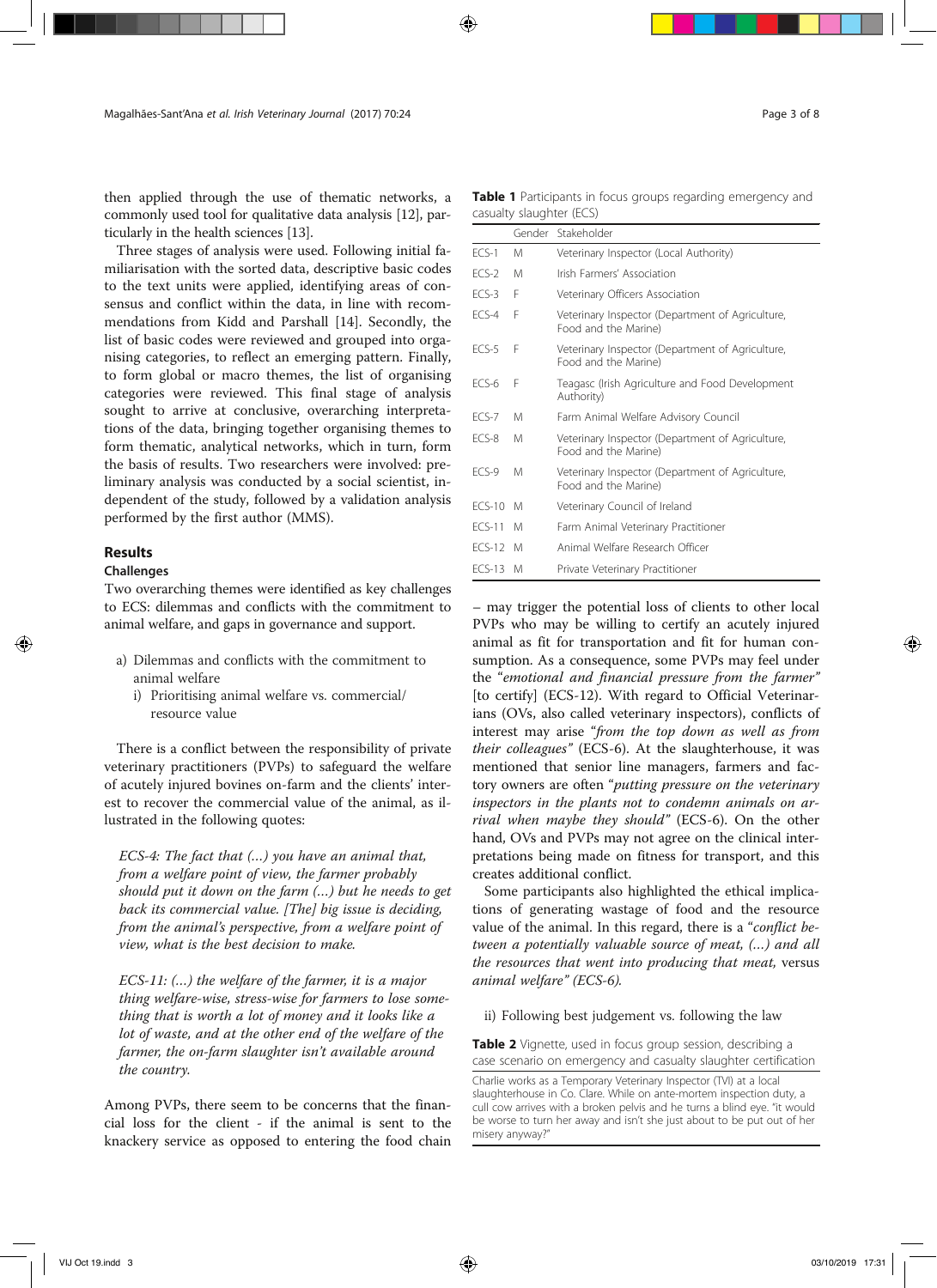then applied through the use of thematic networks, a commonly used tool for qualitative data analysis [12], particularly in the health sciences [13].

Three stages of analysis were used. Following initial familiarisation with the sorted data, descriptive basic codes to the text units were applied, identifying areas of consensus and conflict within the data, in line with recommendations from Kidd and Parshall [14]. Secondly, the list of basic codes were reviewed and grouped into organising categories, to reflect an emerging pattern. Finally, to form global or macro themes, the list of organising categories were reviewed. This final stage of analysis sought to arrive at conclusive, overarching interpretations of the data, bringing together organising themes to form thematic, analytical networks, which in turn, form the basis of results. Two researchers were involved: preliminary analysis was conducted by a social scientist, independent of the study, followed by a validation analysis performed by the first author (MMS).

## Results

### Challenges

Two overarching themes were identified as key challenges to ECS: dilemmas and conflicts with the commitment to animal welfare, and gaps in governance and support.

a) Dilemmas and conflicts with the commitment to animal welfare
   i) Prioritising animal welfare vs. commercial/resource value

There is a conflict between the responsibility of private veterinary practitioners (PVPs) to safeguard the welfare of acutely injured bovines on-farm and the clients' interest to recover the commercial value of the animal, as illustrated in the following quotes:

*ECS-4: The fact that (...) you have an animal that, from a welfare point of view, the farmer probably should put it down on the farm (...) but he needs to get back its commercial value. [The] big issue is deciding, from the animal's perspective, from a welfare point of view, what is the best decision to make.*

*ECS-11: (...) the welfare of the farmer, it is a major thing welfare-wise, stress-wise for farmers to lose something that is worth a lot of money and it looks like a lot of waste, and at the other end of the welfare of the farmer, the on-farm slaughter isn't available around the country.*

Among PVPs, there seem to be concerns that the financial loss for the client - if the animal is sent to the knackery service as opposed to entering the food chain – may trigger the potential loss of clients to other local PVPs who may be willing to certify an acutely injured animal as fit for transportation and fit for human consumption. As a consequence, some PVPs may feel under the "*emotional and financial pressure from the farmer"* [to certify] (ECS-12). With regard to Official Veterinarians (OVs, also called veterinary inspectors), conflicts of interest may arise "*from the top down as well as from their colleagues"* (ECS-6). At the slaughterhouse, it was mentioned that senior line managers, farmers and factory owners are often "*putting pressure on the veterinary inspectors in the plants not to condemn animals on arrival when maybe they should"* (ECS-6). On the other hand, OVs and PVPs may not agree on the clinical interpretations being made on fitness for transport, and this creates additional conflict.

Some participants also highlighted the ethical implications of generating wastage of food and the resource value of the animal. In this regard, there is a "*conflict between a potentially valuable source of meat, (...) and all the resources that went into producing that meat,* versus *animal welfare" (ECS-6).*

ii) Following best judgement vs. following the law

**Table 1** Participants in focus groups regarding emergency and casualty slaughter (ECS)

| | Gender | Stakeholder |
|---|---|---|
| ECS-1 | M | Veterinary Inspector (Local Authority) |
| ECS-2 | M | Irish Farmers' Association |
| ECS-3 | F | Veterinary Officers Association |
| ECS-4 | F | Veterinary Inspector (Department of Agriculture, Food and the Marine) |
| ECS-5 | F | Veterinary Inspector (Department of Agriculture, Food and the Marine) |
| ECS-6 | F | Teagasc (Irish Agriculture and Food Development Authority) |
| ECS-7 | M | Farm Animal Welfare Advisory Council |
| ECS-8 | M | Veterinary Inspector (Department of Agriculture, Food and the Marine) |
| ECS-9 | M | Veterinary Inspector (Department of Agriculture, Food and the Marine) |
| ECS-10 | M | Veterinary Council of Ireland |
| ECS-11 | M | Farm Animal Veterinary Practitioner |
| ECS-12 | M | Animal Welfare Research Officer |
| ECS-13 | M | Private Veterinary Practitioner |

**Table 2** Vignette, used in focus group session, describing a case scenario on emergency and casualty slaughter certification

Charlie works as a Temporary Veterinary Inspector (TVI) at a local slaughterhouse in Co. Clare. While on ante-mortem inspection duty, a cull cow arrives with a broken pelvis and he turns a blind eye. "it would be worse to turn her away and isn't she just about to be put out of her misery anyway?"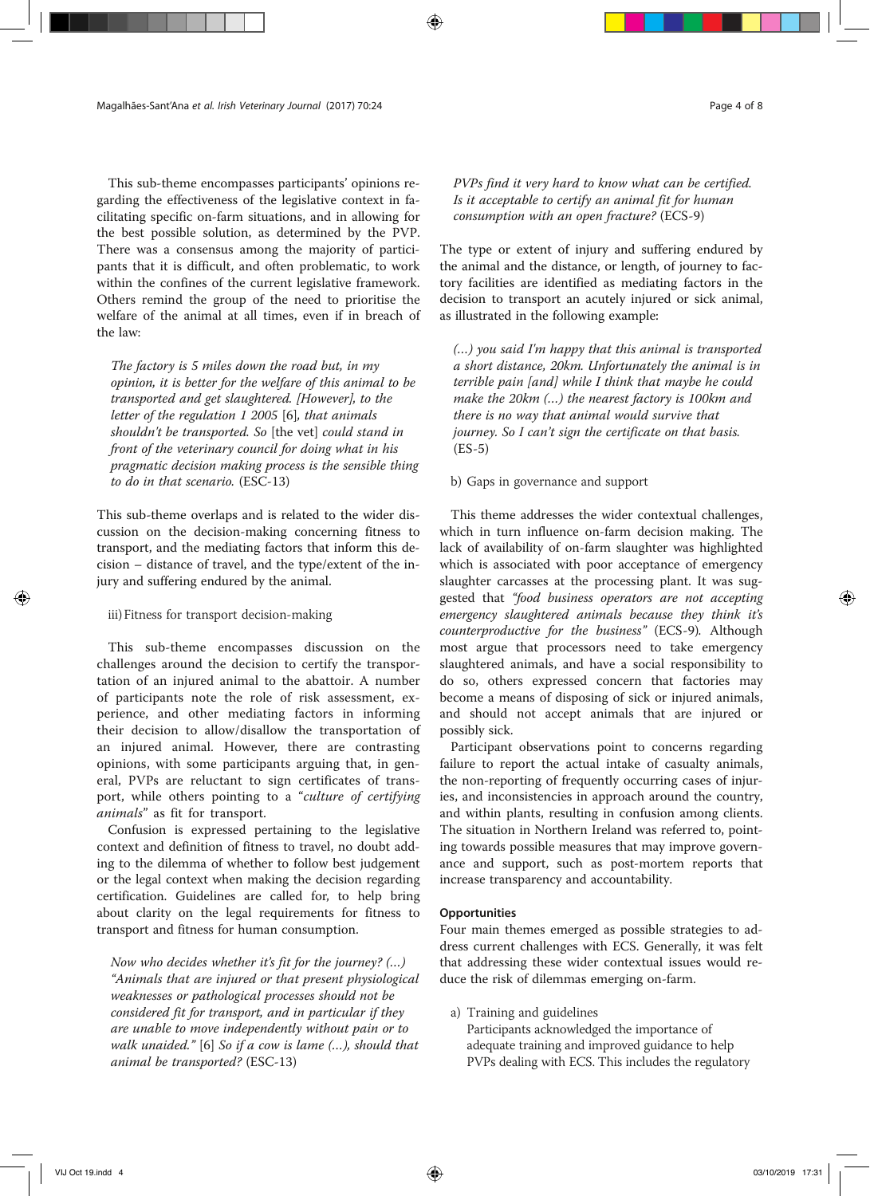This sub-theme encompasses participants' opinions regarding the effectiveness of the legislative context in facilitating specific on-farm situations, and in allowing for the best possible solution, as determined by the PVP. There was a consensus among the majority of participants that it is difficult, and often problematic, to work within the confines of the current legislative framework. Others remind the group of the need to prioritise the welfare of the animal at all times, even if in breach of the law:

> *The factory is 5 miles down the road but, in my opinion, it is better for the welfare of this animal to be transported and get slaughtered. [However], to the letter of the regulation 1 2005* [6]*, that animals shouldn't be transported. So* [the vet] *could stand in front of the veterinary council for doing what in his pragmatic decision making process is the sensible thing to do in that scenario.* (ESC-13)

This sub-theme overlaps and is related to the wider discussion on the decision-making concerning fitness to transport, and the mediating factors that inform this decision – distance of travel, and the type/extent of the injury and suffering endured by the animal.

iii) Fitness for transport decision-making

This sub-theme encompasses discussion on the challenges around the decision to certify the transportation of an injured animal to the abattoir. A number of participants note the role of risk assessment, experience, and other mediating factors in informing their decision to allow/disallow the transportation of an injured animal. However, there are contrasting opinions, with some participants arguing that, in general, PVPs are reluctant to sign certificates of transport, while others pointing to a "*culture of certifying animals*" as fit for transport.

Confusion is expressed pertaining to the legislative context and definition of fitness to travel, no doubt adding to the dilemma of whether to follow best judgement or the legal context when making the decision regarding certification. Guidelines are called for, to help bring about clarity on the legal requirements for fitness to transport and fitness for human consumption.

> *Now who decides whether it's fit for the journey? (…) "Animals that are injured or that present physiological weaknesses or pathological processes should not be considered fit for transport, and in particular if they are unable to move independently without pain or to walk unaided."* [6] *So if a cow is lame (…), should that animal be transported?* (ESC-13)
>
> *PVPs find it very hard to know what can be certified. Is it acceptable to certify an animal fit for human consumption with an open fracture?* (ECS-9)

The type or extent of injury and suffering endured by the animal and the distance, or length, of journey to factory facilities are identified as mediating factors in the decision to transport an acutely injured or sick animal, as illustrated in the following example:

> *(…) you said I'm happy that this animal is transported a short distance, 20km. Unfortunately the animal is in terrible pain [and] while I think that maybe he could make the 20km (…) the nearest factory is 100km and there is no way that animal would survive that journey. So I can't sign the certificate on that basis.* (ES-5)

b) Gaps in governance and support

This theme addresses the wider contextual challenges, which in turn influence on-farm decision making. The lack of availability of on-farm slaughter was highlighted which is associated with poor acceptance of emergency slaughter carcasses at the processing plant. It was suggested that *"food business operators are not accepting emergency slaughtered animals because they think it's counterproductive for the business"* (ECS-9). Although most argue that processors need to take emergency slaughtered animals, and have a social responsibility to do so, others expressed concern that factories may become a means of disposing of sick or injured animals, and should not accept animals that are injured or possibly sick.

Participant observations point to concerns regarding failure to report the actual intake of casualty animals, the non-reporting of frequently occurring cases of injuries, and inconsistencies in approach around the country, and within plants, resulting in confusion among clients. The situation in Northern Ireland was referred to, pointing towards possible measures that may improve governance and support, such as post-mortem reports that increase transparency and accountability.

### Opportunities

Four main themes emerged as possible strategies to address current challenges with ECS. Generally, it was felt that addressing these wider contextual issues would reduce the risk of dilemmas emerging on-farm.

a) Training and guidelines

Participants acknowledged the importance of adequate training and improved guidance to help PVPs dealing with ECS. This includes the regulatory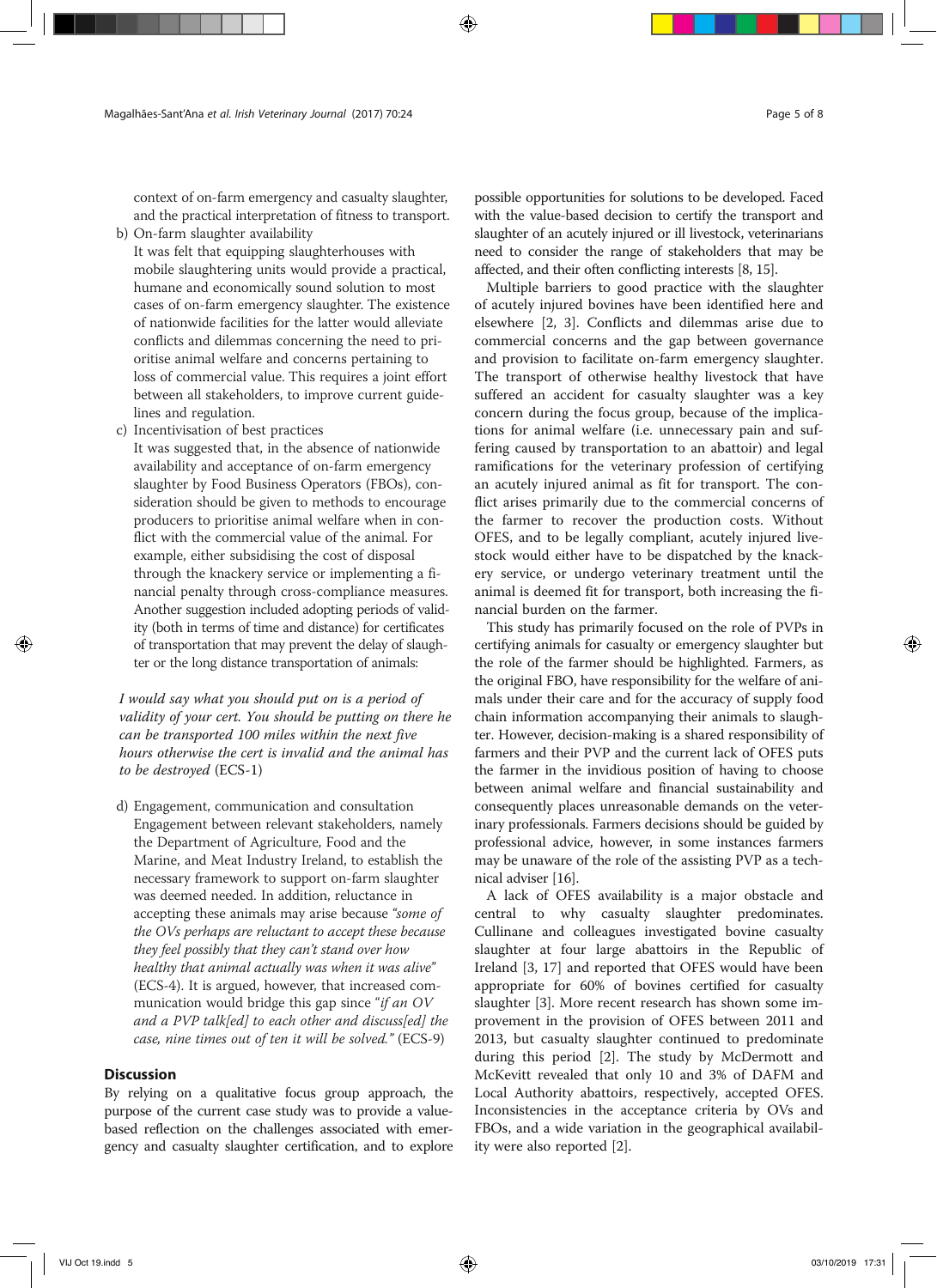context of on-farm emergency and casualty slaughter, and the practical interpretation of fitness to transport.

b) On-farm slaughter availability

It was felt that equipping slaughterhouses with mobile slaughtering units would provide a practical, humane and economically sound solution to most cases of on-farm emergency slaughter. The existence of nationwide facilities for the latter would alleviate conflicts and dilemmas concerning the need to prioritise animal welfare and concerns pertaining to loss of commercial value. This requires a joint effort between all stakeholders, to improve current guidelines and regulation.

c) Incentivisation of best practices

It was suggested that, in the absence of nationwide availability and acceptance of on-farm emergency slaughter by Food Business Operators (FBOs), consideration should be given to methods to encourage producers to prioritise animal welfare when in conflict with the commercial value of the animal. For example, either subsidising the cost of disposal through the knackery service or implementing a financial penalty through cross-compliance measures. Another suggestion included adopting periods of validity (both in terms of time and distance) for certificates of transportation that may prevent the delay of slaughter or the long distance transportation of animals:

*I would say what you should put on is a period of validity of your cert. You should be putting on there he can be transported 100 miles within the next five hours otherwise the cert is invalid and the animal has to be destroyed* (ECS-1)

d) Engagement, communication and consultation

Engagement between relevant stakeholders, namely the Department of Agriculture, Food and the Marine, and Meat Industry Ireland, to establish the necessary framework to support on-farm slaughter was deemed needed. In addition, reluctance in accepting these animals may arise because *"some of the OVs perhaps are reluctant to accept these because they feel possibly that they can't stand over how healthy that animal actually was when it was alive"* (ECS-4). It is argued, however, that increased communication would bridge this gap since *"if an OV and a PVP talk[ed] to each other and discuss[ed] the case, nine times out of ten it will be solved."* (ECS-9)

## Discussion

By relying on a qualitative focus group approach, the purpose of the current case study was to provide a value-based reflection on the challenges associated with emergency and casualty slaughter certification, and to explore possible opportunities for solutions to be developed. Faced with the value-based decision to certify the transport and slaughter of an acutely injured or ill livestock, veterinarians need to consider the range of stakeholders that may be affected, and their often conflicting interests [8, 15].

Multiple barriers to good practice with the slaughter of acutely injured bovines have been identified here and elsewhere [2, 3]. Conflicts and dilemmas arise due to commercial concerns and the gap between governance and provision to facilitate on-farm emergency slaughter. The transport of otherwise healthy livestock that have suffered an accident for casualty slaughter was a key concern during the focus group, because of the implications for animal welfare (i.e. unnecessary pain and suffering caused by transportation to an abattoir) and legal ramifications for the veterinary profession of certifying an acutely injured animal as fit for transport. The conflict arises primarily due to the commercial concerns of the farmer to recover the production costs. Without OFES, and to be legally compliant, acutely injured livestock would either have to be dispatched by the knackery service, or undergo veterinary treatment until the animal is deemed fit for transport, both increasing the financial burden on the farmer.

This study has primarily focused on the role of PVPs in certifying animals for casualty or emergency slaughter but the role of the farmer should be highlighted. Farmers, as the original FBO, have responsibility for the welfare of animals under their care and for the accuracy of supply food chain information accompanying their animals to slaughter. However, decision-making is a shared responsibility of farmers and their PVP and the current lack of OFES puts the farmer in the invidious position of having to choose between animal welfare and financial sustainability and consequently places unreasonable demands on the veterinary professionals. Farmers decisions should be guided by professional advice, however, in some instances farmers may be unaware of the role of the assisting PVP as a technical adviser [16].

A lack of OFES availability is a major obstacle and central to why casualty slaughter predominates. Cullinane and colleagues investigated bovine casualty slaughter at four large abattoirs in the Republic of Ireland [3, 17] and reported that OFES would have been appropriate for 60% of bovines certified for casualty slaughter [3]. More recent research has shown some improvement in the provision of OFES between 2011 and 2013, but casualty slaughter continued to predominate during this period [2]. The study by McDermott and McKevitt revealed that only 10 and 3% of DAFM and Local Authority abattoirs, respectively, accepted OFES. Inconsistencies in the acceptance criteria by OVs and FBOs, and a wide variation in the geographical availability were also reported [2].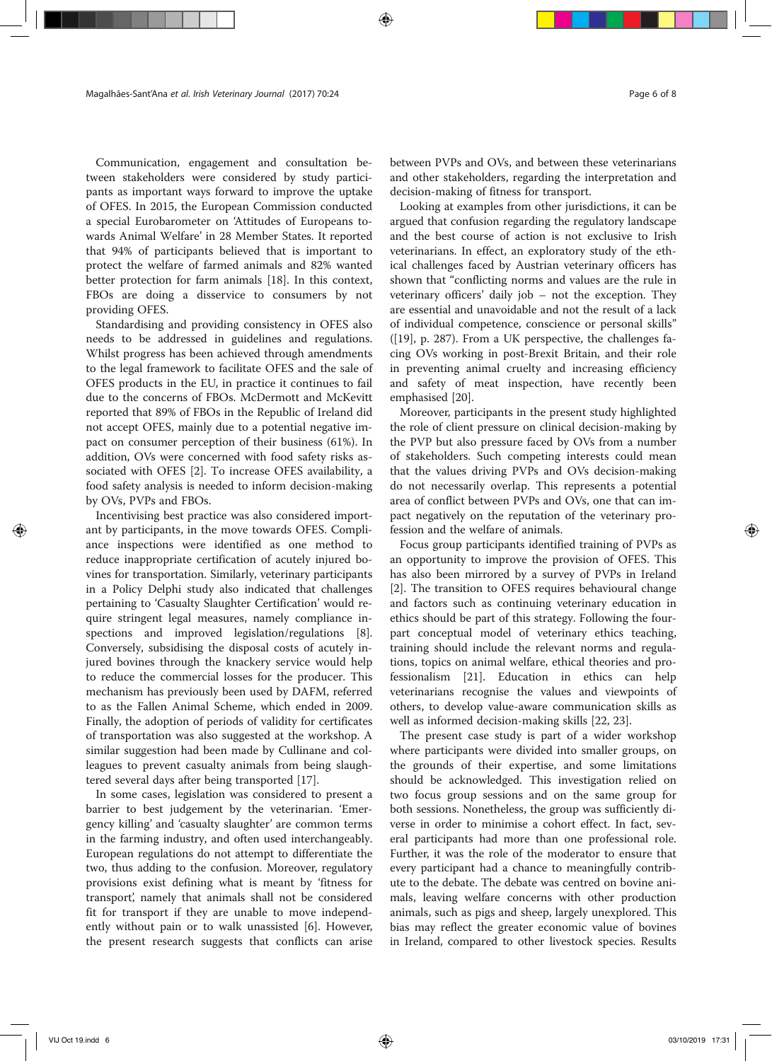Communication, engagement and consultation between stakeholders were considered by study participants as important ways forward to improve the uptake of OFES. In 2015, the European Commission conducted a special Eurobarometer on 'Attitudes of Europeans towards Animal Welfare' in 28 Member States. It reported that 94% of participants believed that is important to protect the welfare of farmed animals and 82% wanted better protection for farm animals [18]. In this context, FBOs are doing a disservice to consumers by not providing OFES.

Standardising and providing consistency in OFES also needs to be addressed in guidelines and regulations. Whilst progress has been achieved through amendments to the legal framework to facilitate OFES and the sale of OFES products in the EU, in practice it continues to fail due to the concerns of FBOs. McDermott and McKevitt reported that 89% of FBOs in the Republic of Ireland did not accept OFES, mainly due to a potential negative impact on consumer perception of their business (61%). In addition, OVs were concerned with food safety risks associated with OFES [2]. To increase OFES availability, a food safety analysis is needed to inform decision-making by OVs, PVPs and FBOs.

Incentivising best practice was also considered important by participants, in the move towards OFES. Compliance inspections were identified as one method to reduce inappropriate certification of acutely injured bovines for transportation. Similarly, veterinary participants in a Policy Delphi study also indicated that challenges pertaining to 'Casualty Slaughter Certification' would require stringent legal measures, namely compliance inspections and improved legislation/regulations [8]. Conversely, subsidising the disposal costs of acutely injured bovines through the knackery service would help to reduce the commercial losses for the producer. This mechanism has previously been used by DAFM, referred to as the Fallen Animal Scheme, which ended in 2009. Finally, the adoption of periods of validity for certificates of transportation was also suggested at the workshop. A similar suggestion had been made by Cullinane and colleagues to prevent casualty animals from being slaughtered several days after being transported [17].

In some cases, legislation was considered to present a barrier to best judgement by the veterinarian. 'Emergency killing' and 'casualty slaughter' are common terms in the farming industry, and often used interchangeably. European regulations do not attempt to differentiate the two, thus adding to the confusion. Moreover, regulatory provisions exist defining what is meant by 'fitness for transport', namely that animals shall not be considered fit for transport if they are unable to move independently without pain or to walk unassisted [6]. However, the present research suggests that conflicts can arise between PVPs and OVs, and between these veterinarians and other stakeholders, regarding the interpretation and decision-making of fitness for transport.

Looking at examples from other jurisdictions, it can be argued that confusion regarding the regulatory landscape and the best course of action is not exclusive to Irish veterinarians. In effect, an exploratory study of the ethical challenges faced by Austrian veterinary officers has shown that "conflicting norms and values are the rule in veterinary officers' daily job – not the exception. They are essential and unavoidable and not the result of a lack of individual competence, conscience or personal skills" ([19], p. 287). From a UK perspective, the challenges facing OVs working in post-Brexit Britain, and their role in preventing animal cruelty and increasing efficiency and safety of meat inspection, have recently been emphasised [20].

Moreover, participants in the present study highlighted the role of client pressure on clinical decision-making by the PVP but also pressure faced by OVs from a number of stakeholders. Such competing interests could mean that the values driving PVPs and OVs decision-making do not necessarily overlap. This represents a potential area of conflict between PVPs and OVs, one that can impact negatively on the reputation of the veterinary profession and the welfare of animals.

Focus group participants identified training of PVPs as an opportunity to improve the provision of OFES. This has also been mirrored by a survey of PVPs in Ireland [2]. The transition to OFES requires behavioural change and factors such as continuing veterinary education in ethics should be part of this strategy. Following the four-part conceptual model of veterinary ethics teaching, training should include the relevant norms and regulations, topics on animal welfare, ethical theories and professionalism [21]. Education in ethics can help veterinarians recognise the values and viewpoints of others, to develop value-aware communication skills as well as informed decision-making skills [22, 23].

The present case study is part of a wider workshop where participants were divided into smaller groups, on the grounds of their expertise, and some limitations should be acknowledged. This investigation relied on two focus group sessions and on the same group for both sessions. Nonetheless, the group was sufficiently diverse in order to minimise a cohort effect. In fact, several participants had more than one professional role. Further, it was the role of the moderator to ensure that every participant had a chance to meaningfully contribute to the debate. The debate was centred on bovine animals, leaving welfare concerns with other production animals, such as pigs and sheep, largely unexplored. This bias may reflect the greater economic value of bovines in Ireland, compared to other livestock species. Results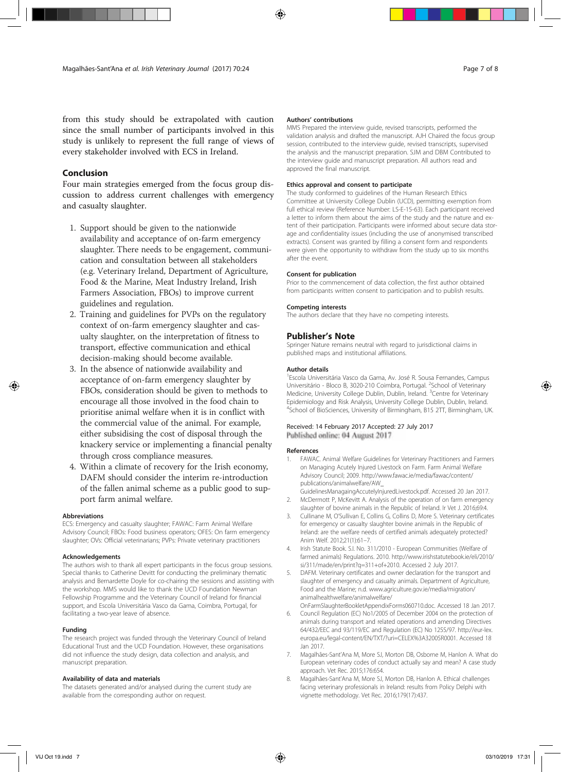from this study should be extrapolated with caution since the small number of participants involved in this study is unlikely to represent the full range of views of every stakeholder involved with ECS in Ireland.

## Conclusion

Four main strategies emerged from the focus group discussion to address current challenges with emergency and casualty slaughter.

1. Support should be given to the nationwide availability and acceptance of on-farm emergency slaughter. There needs to be engagement, communication and consultation between all stakeholders (e.g. Veterinary Ireland, Department of Agriculture, Food & the Marine, Meat Industry Ireland, Irish Farmers Association, FBOs) to improve current guidelines and regulation.
2. Training and guidelines for PVPs on the regulatory context of on-farm emergency slaughter and casualty slaughter, on the interpretation of fitness to transport, effective communication and ethical decision-making should become available.
3. In the absence of nationwide availability and acceptance of on-farm emergency slaughter by FBOs, consideration should be given to methods to encourage all those involved in the food chain to prioritise animal welfare when it is in conflict with the commercial value of the animal. For example, either subsidising the cost of disposal through the knackery service or implementing a financial penalty through cross compliance measures.
4. Within a climate of recovery for the Irish economy, DAFM should consider the interim re-introduction of the fallen animal scheme as a public good to support farm animal welfare.

### Abbreviations

ECS: Emergency and casualty slaughter; FAWAC: Farm Animal Welfare Advisory Council; FBOs: Food business operators; OFES: On farm emergency slaughter; OVs: Official veterinarians; PVPs: Private veterinary practitioners

### Acknowledgements

The authors wish to thank all expert participants in the focus group sessions. Special thanks to Catherine Devitt for conducting the preliminary thematic analysis and Bernardette Doyle for co-chairing the sessions and assisting with the workshop. MMS would like to thank the UCD Foundation Newman Fellowship Programme and the Veterinary Council of Ireland for financial support, and Escola Universitária Vasco da Gama, Coimbra, Portugal, for facilitating a two-year leave of absence.

### Funding

The research project was funded through the Veterinary Council of Ireland Educational Trust and the UCD Foundation. However, these organisations did not influence the study design, data collection and analysis, and manuscript preparation.

### Availability of data and materials

The datasets generated and/or analysed during the current study are available from the corresponding author on request.

### Authors' contributions

MMS Prepared the interview guide, revised transcripts, performed the validation analysis and drafted the manuscript. AJH Chaired the focus group session, contributed to the interview guide, revised transcripts, supervised the analysis and the manuscript preparation. SJM and DBM Contributed to the interview guide and manuscript preparation. All authors read and approved the final manuscript.

### Ethics approval and consent to participate

The study conformed to guidelines of the Human Research Ethics Committee at University College Dublin (UCD), permitting exemption from full ethical review (Reference Number: LS-E-15-63). Each participant received a letter to inform them about the aims of the study and the nature and extent of their participation. Participants were informed about secure data storage and confidentiality issues (including the use of anonymised transcribed extracts). Consent was granted by filling a consent form and respondents were given the opportunity to withdraw from the study up to six months after the event.

### Consent for publication

Prior to the commencement of data collection, the first author obtained from participants written consent to participation and to publish results.

### Competing interests

The authors declare that they have no competing interests.

## Publisher's Note

Springer Nature remains neutral with regard to jurisdictional claims in published maps and institutional affiliations.

### Author details

[1]Escola Universitária Vasco da Gama, Av. José R. Sousa Fernandes, Campus Universitário - Bloco B, 3020-210 Coimbra, Portugal. [2]School of Veterinary Medicine, University College Dublin, Dublin, Ireland. [3]Centre for Veterinary Epidemiology and Risk Analysis, University College Dublin, Dublin, Ireland. [4]School of BioSciences, University of Birmingham, B15 2TT, Birmingham, UK.

Received: 14 February 2017 Accepted: 27 July 2017
Published online: 04 August 2017

### References

1. FAWAC. Animal Welfare Guidelines for Veterinary Practitioners and Farmers on Managing Acutely Injured Livestock on Farm. Farm Animal Welfare Advisory Council; 2009. http://www.fawac.ie/media/fawac/content/publications/animalwelfare/AW_GuidelinesManagingAcutelyInjuredLivestock.pdf. Accessed 20 Jan 2017.
2. McDermott P, McKevitt A. Analysis of the operation of on farm emergency slaughter of bovine animals in the Republic of Ireland. Ir Vet J. 2016;69:4.
3. Cullinane M, O'Sullivan E, Collins G, Collins D, More S. Veterinary certificates for emergency or casualty slaughter bovine animals in the Republic of Ireland: are the welfare needs of certified animals adequately protected? Anim Welf. 2012;21(1):61–7.
4. Irish Statute Book. S.I. No. 311/2010 - European Communities (Welfare of farmed animals) Regulations. 2010. http://www.irishstatutebook.ie/eli/2010/si/311/made/en/print?q=311+of+2010. Accessed 2 July 2017.
5. DAFM. Veterinary certificates and owner declaration for the transport and slaughter of emergency and casualty animals. Department of Agriculture, Food and the Marine; n.d. www.agriculture.gov.ie/media/migration/animalhealthwelfare/animalwelfare/OnFarmSlaughterBookletAppendixForms060710.doc. Accessed 18 Jan 2017.
6. Council Regulation (EC) No1/2005 of December 2004 on the protection of animals during transport and related operations and amending Directives 64/432/EEC and 93/119/EC and Regulation (EC) No 1255/97. http://eur-lex.europa.eu/legal-content/EN/TXT/?uri=CELEX%3A32005R0001. Accessed 18 Jan 2017.
7. Magalhães-Sant'Ana M, More SJ, Morton DB, Osborne M, Hanlon A. What do European veterinary codes of conduct actually say and mean? A case study approach. Vet Rec. 2015;176:654.
8. Magalhães-Sant'Ana M, More SJ, Morton DB, Hanlon A. Ethical challenges facing veterinary professionals in Ireland: results from Policy Delphi with vignette methodology. Vet Rec. 2016;179(17):437.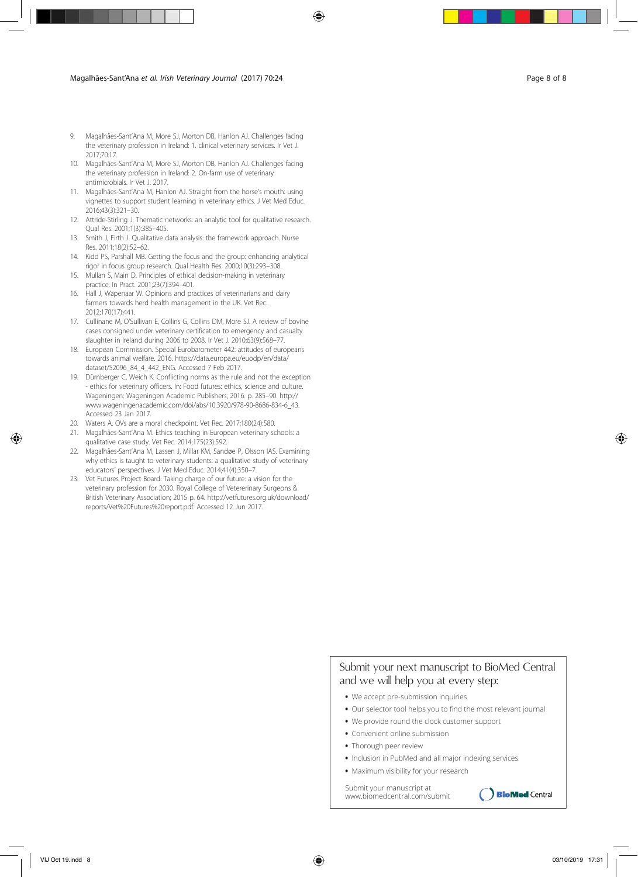9. Magalhães-Sant'Ana M, More SJ, Morton DB, Hanlon AJ. Challenges facing the veterinary profession in Ireland: 1. clinical veterinary services. Ir Vet J. 2017;70:17.
10. Magalhães-Sant'Ana M, More SJ, Morton DB, Hanlon AJ. Challenges facing the veterinary profession in Ireland: 2. On-farm use of veterinary antimicrobials. Ir Vet J. 2017.
11. Magalhães-Sant'Ana M, Hanlon AJ. Straight from the horse's mouth: using vignettes to support student learning in veterinary ethics. J Vet Med Educ. 2016;43(3):321–30.
12. Attride-Stirling J. Thematic networks: an analytic tool for qualitative research. Qual Res. 2001;1(3):385–405.
13. Smith J, Firth J. Qualitative data analysis: the framework approach. Nurse Res. 2011;18(2):52–62.
14. Kidd PS, Parshall MB. Getting the focus and the group: enhancing analytical rigor in focus group research. Qual Health Res. 2000;10(3):293–308.
15. Mullan S, Main D. Principles of ethical decision-making in veterinary practice. In Pract. 2001;23(7):394–401.
16. Hall J, Wapenaar W. Opinions and practices of veterinarians and dairy farmers towards herd health management in the UK. Vet Rec. 2012;170(17):441.
17. Cullinane M, O'Sullivan E, Collins G, Collins DM, More SJ. A review of bovine cases consigned under veterinary certification to emergency and casualty slaughter in Ireland during 2006 to 2008. Ir Vet J. 2010;63(9):568–77.
18. European Commission. Special Eurobarometer 442: attitudes of europeans towards animal welfare. 2016. https://data.europa.eu/euodp/en/data/dataset/S2096_84_4_442_ENG. Accessed 7 Feb 2017.
19. Dürnberger C, Weich K. Conflicting norms as the rule and not the exception - ethics for veterinary officers. In: Food futures: ethics, science and culture. Wageningen: Wageningen Academic Publishers; 2016. p. 285–90. http://www.wageningenacademic.com/doi/abs/10.3920/978-90-8686-834-6_43. Accessed 23 Jan 2017.
20. Waters A. OVs are a moral checkpoint. Vet Rec. 2017;180(24):580.
21. Magalhães-Sant'Ana M. Ethics teaching in European veterinary schools: a qualitative case study. Vet Rec. 2014;175(23):592.
22. Magalhães-Sant'Ana M, Lassen J, Millar KM, Sandøe P, Olsson IAS. Examining why ethics is taught to veterinary students: a qualitative study of veterinary educators' perspectives. J Vet Med Educ. 2014;41(4):350–7.
23. Vet Futures Project Board. Taking charge of our future: a vision for the veterinary profession for 2030. Royal College of Vetererinary Surgeons & British Veterinary Association; 2015 p. 64. http://vetfutures.org.uk/download/reports/Vet%20Futures%20report.pdf. Accessed 12 Jun 2017.

Submit your next manuscript to BioMed Central and we will help you at every step:

- We accept pre-submission inquiries
- Our selector tool helps you to find the most relevant journal
- We provide round the clock customer support
- Convenient online submission
- Thorough peer review
- Inclusion in PubMed and all major indexing services
- Maximum visibility for your research

Submit your manuscript at www.biomedcentral.com/submit

BioMed Central